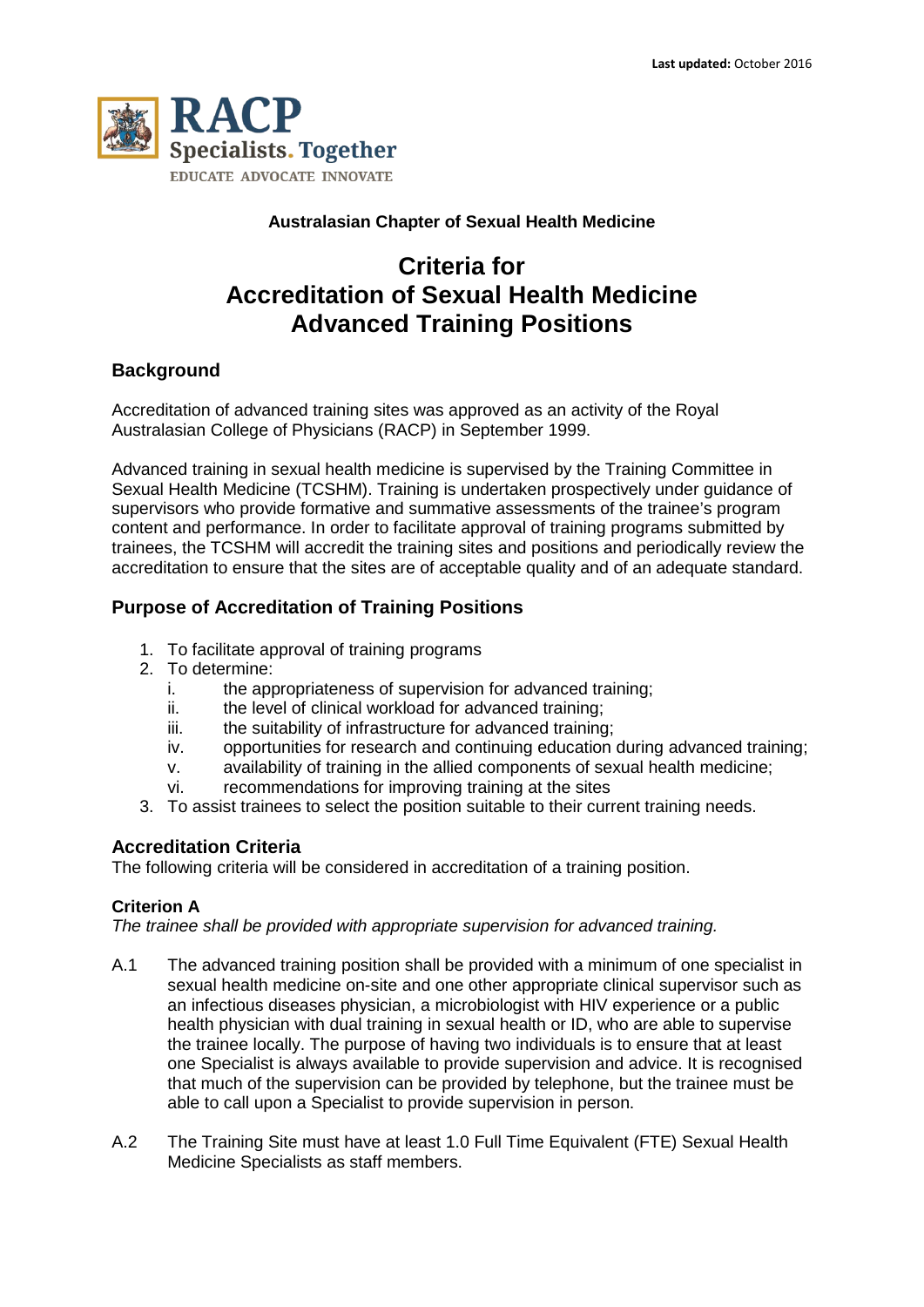**Last updated:** October 2016

RACP
Specialists. Together
EDUCATE ADVOCATE INNOVATE

**Australasian Chapter of Sexual Health Medicine**

# Criteria for Accreditation of Sexual Health Medicine Advanced Training Positions

## Background

Accreditation of advanced training sites was approved as an activity of the Royal Australasian College of Physicians (RACP) in September 1999.

Advanced training in sexual health medicine is supervised by the Training Committee in Sexual Health Medicine (TCSHM). Training is undertaken prospectively under guidance of supervisors who provide formative and summative assessments of the trainee's program content and performance. In order to facilitate approval of training programs submitted by trainees, the TCSHM will accredit the training sites and positions and periodically review the accreditation to ensure that the sites are of acceptable quality and of an adequate standard.

## Purpose of Accreditation of Training Positions

1. To facilitate approval of training programs
2. To determine:
   i. the appropriateness of supervision for advanced training;
   ii. the level of clinical workload for advanced training;
   iii. the suitability of infrastructure for advanced training;
   iv. opportunities for research and continuing education during advanced training;
   v. availability of training in the allied components of sexual health medicine;
   vi. recommendations for improving training at the sites
3. To assist trainees to select the position suitable to their current training needs.

## Accreditation Criteria

The following criteria will be considered in accreditation of a training position.

### Criterion A

*The trainee shall be provided with appropriate supervision for advanced training.*

A.1 The advanced training position shall be provided with a minimum of one specialist in sexual health medicine on-site and one other appropriate clinical supervisor such as an infectious diseases physician, a microbiologist with HIV experience or a public health physician with dual training in sexual health or ID, who are able to supervise the trainee locally. The purpose of having two individuals is to ensure that at least one Specialist is always available to provide supervision and advice. It is recognised that much of the supervision can be provided by telephone, but the trainee must be able to call upon a Specialist to provide supervision in person.

A.2 The Training Site must have at least 1.0 Full Time Equivalent (FTE) Sexual Health Medicine Specialists as staff members.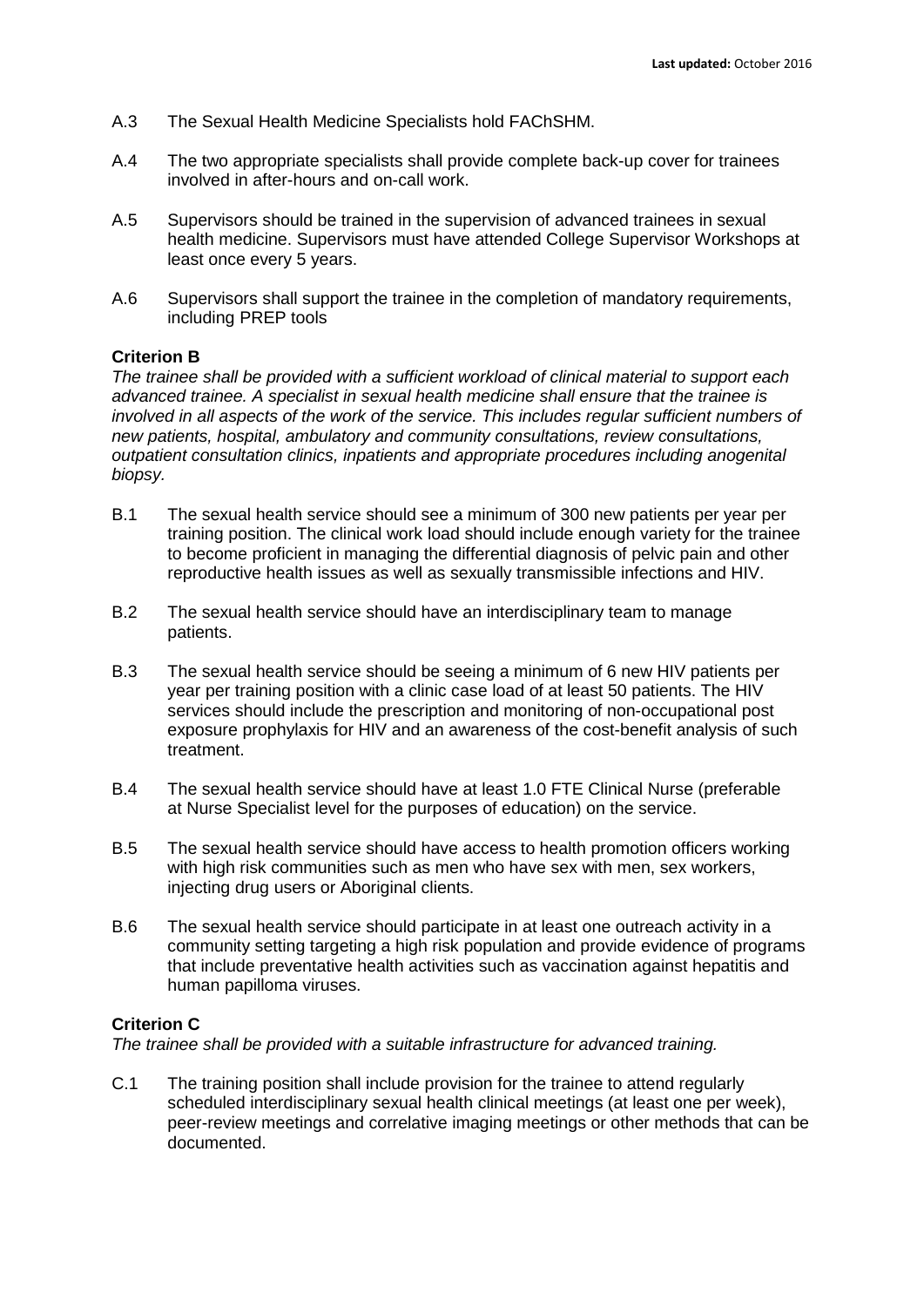A.3 The Sexual Health Medicine Specialists hold FAChSHM.

A.4 The two appropriate specialists shall provide complete back-up cover for trainees involved in after-hours and on-call work.

A.5 Supervisors should be trained in the supervision of advanced trainees in sexual health medicine. Supervisors must have attended College Supervisor Workshops at least once every 5 years.

A.6 Supervisors shall support the trainee in the completion of mandatory requirements, including PREP tools

**Criterion B**

*The trainee shall be provided with a sufficient workload of clinical material to support each advanced trainee. A specialist in sexual health medicine shall ensure that the trainee is involved in all aspects of the work of the service. This includes regular sufficient numbers of new patients, hospital, ambulatory and community consultations, review consultations, outpatient consultation clinics, inpatients and appropriate procedures including anogenital biopsy.*

B.1 The sexual health service should see a minimum of 300 new patients per year per training position. The clinical work load should include enough variety for the trainee to become proficient in managing the differential diagnosis of pelvic pain and other reproductive health issues as well as sexually transmissible infections and HIV.

B.2 The sexual health service should have an interdisciplinary team to manage patients.

B.3 The sexual health service should be seeing a minimum of 6 new HIV patients per year per training position with a clinic case load of at least 50 patients. The HIV services should include the prescription and monitoring of non-occupational post exposure prophylaxis for HIV and an awareness of the cost-benefit analysis of such treatment.

B.4 The sexual health service should have at least 1.0 FTE Clinical Nurse (preferable at Nurse Specialist level for the purposes of education) on the service.

B.5 The sexual health service should have access to health promotion officers working with high risk communities such as men who have sex with men, sex workers, injecting drug users or Aboriginal clients.

B.6 The sexual health service should participate in at least one outreach activity in a community setting targeting a high risk population and provide evidence of programs that include preventative health activities such as vaccination against hepatitis and human papilloma viruses.

**Criterion C**

*The trainee shall be provided with a suitable infrastructure for advanced training.*

C.1 The training position shall include provision for the trainee to attend regularly scheduled interdisciplinary sexual health clinical meetings (at least one per week), peer-review meetings and correlative imaging meetings or other methods that can be documented.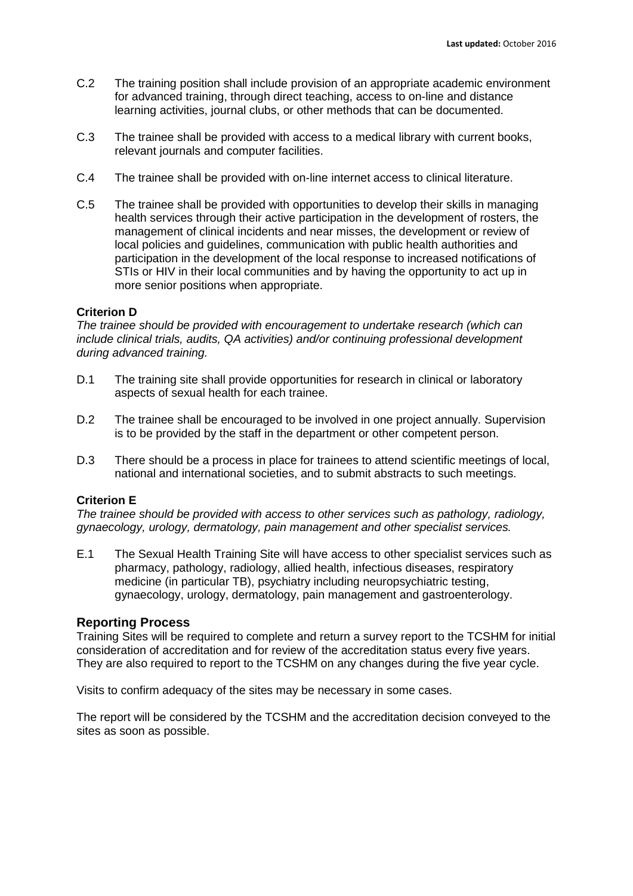C.2 The training position shall include provision of an appropriate academic environment for advanced training, through direct teaching, access to on-line and distance learning activities, journal clubs, or other methods that can be documented.

C.3 The trainee shall be provided with access to a medical library with current books, relevant journals and computer facilities.

C.4 The trainee shall be provided with on-line internet access to clinical literature.

C.5 The trainee shall be provided with opportunities to develop their skills in managing health services through their active participation in the development of rosters, the management of clinical incidents and near misses, the development or review of local policies and guidelines, communication with public health authorities and participation in the development of the local response to increased notifications of STIs or HIV in their local communities and by having the opportunity to act up in more senior positions when appropriate.

**Criterion D**

*The trainee should be provided with encouragement to undertake research (which can include clinical trials, audits, QA activities) and/or continuing professional development during advanced training.*

D.1 The training site shall provide opportunities for research in clinical or laboratory aspects of sexual health for each trainee.

D.2 The trainee shall be encouraged to be involved in one project annually. Supervision is to be provided by the staff in the department or other competent person.

D.3 There should be a process in place for trainees to attend scientific meetings of local, national and international societies, and to submit abstracts to such meetings.

**Criterion E**

*The trainee should be provided with access to other services such as pathology, radiology, gynaecology, urology, dermatology, pain management and other specialist services.*

E.1 The Sexual Health Training Site will have access to other specialist services such as pharmacy, pathology, radiology, allied health, infectious diseases, respiratory medicine (in particular TB), psychiatry including neuropsychiatric testing, gynaecology, urology, dermatology, pain management and gastroenterology.

## Reporting Process

Training Sites will be required to complete and return a survey report to the TCSHM for initial consideration of accreditation and for review of the accreditation status every five years. They are also required to report to the TCSHM on any changes during the five year cycle.

Visits to confirm adequacy of the sites may be necessary in some cases.

The report will be considered by the TCSHM and the accreditation decision conveyed to the sites as soon as possible.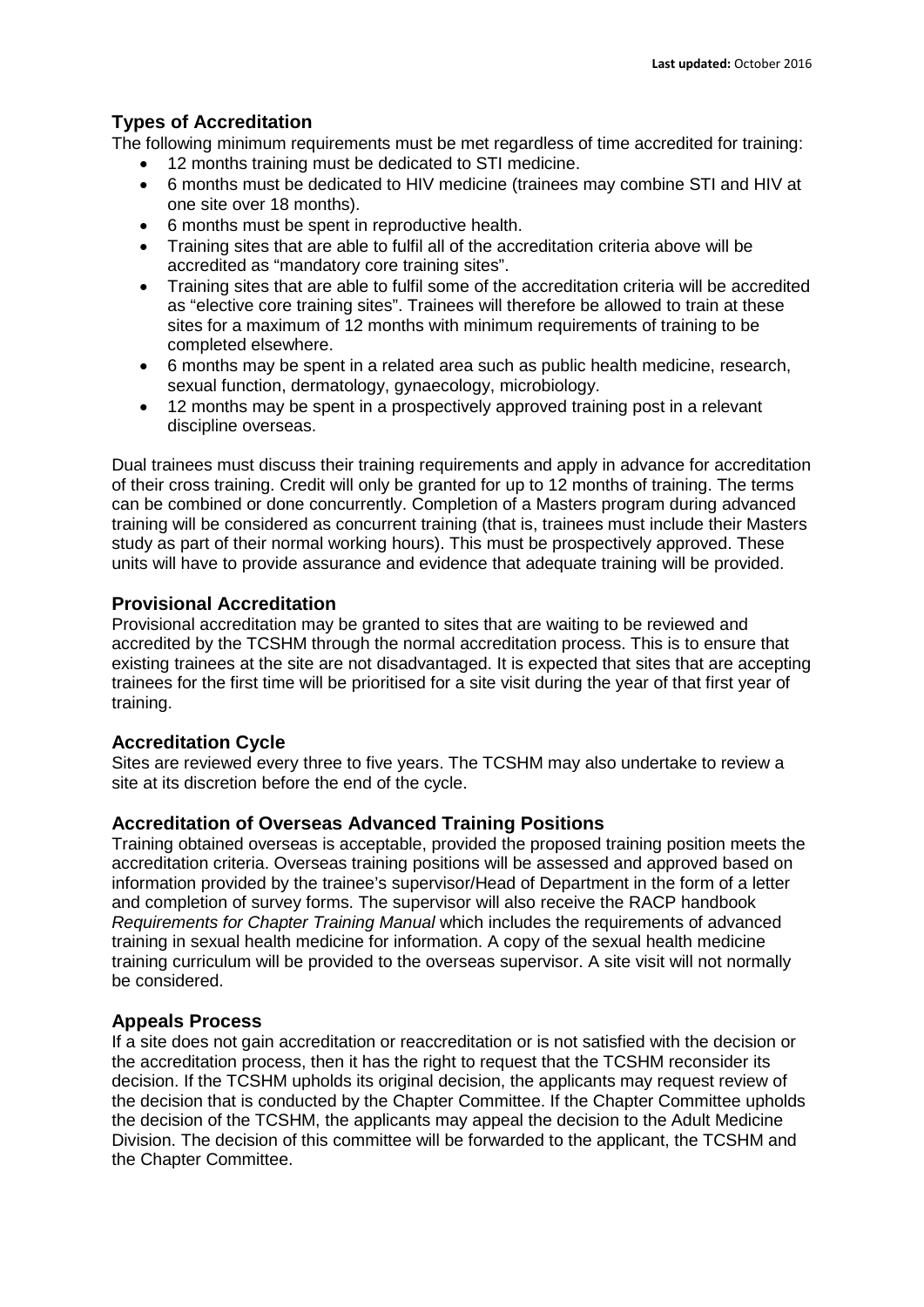## Types of Accreditation

The following minimum requirements must be met regardless of time accredited for training:

- 12 months training must be dedicated to STI medicine.
- 6 months must be dedicated to HIV medicine (trainees may combine STI and HIV at one site over 18 months).
- 6 months must be spent in reproductive health.
- Training sites that are able to fulfil all of the accreditation criteria above will be accredited as "mandatory core training sites".
- Training sites that are able to fulfil some of the accreditation criteria will be accredited as "elective core training sites". Trainees will therefore be allowed to train at these sites for a maximum of 12 months with minimum requirements of training to be completed elsewhere.
- 6 months may be spent in a related area such as public health medicine, research, sexual function, dermatology, gynaecology, microbiology.
- 12 months may be spent in a prospectively approved training post in a relevant discipline overseas.

Dual trainees must discuss their training requirements and apply in advance for accreditation of their cross training. Credit will only be granted for up to 12 months of training. The terms can be combined or done concurrently. Completion of a Masters program during advanced training will be considered as concurrent training (that is, trainees must include their Masters study as part of their normal working hours). This must be prospectively approved. These units will have to provide assurance and evidence that adequate training will be provided.

## Provisional Accreditation

Provisional accreditation may be granted to sites that are waiting to be reviewed and accredited by the TCSHM through the normal accreditation process. This is to ensure that existing trainees at the site are not disadvantaged. It is expected that sites that are accepting trainees for the first time will be prioritised for a site visit during the year of that first year of training.

## Accreditation Cycle

Sites are reviewed every three to five years. The TCSHM may also undertake to review a site at its discretion before the end of the cycle.

## Accreditation of Overseas Advanced Training Positions

Training obtained overseas is acceptable, provided the proposed training position meets the accreditation criteria. Overseas training positions will be assessed and approved based on information provided by the trainee's supervisor/Head of Department in the form of a letter and completion of survey forms. The supervisor will also receive the RACP handbook *Requirements for Chapter Training Manual* which includes the requirements of advanced training in sexual health medicine for information. A copy of the sexual health medicine training curriculum will be provided to the overseas supervisor. A site visit will not normally be considered.

## Appeals Process

If a site does not gain accreditation or reaccreditation or is not satisfied with the decision or the accreditation process, then it has the right to request that the TCSHM reconsider its decision. If the TCSHM upholds its original decision, the applicants may request review of the decision that is conducted by the Chapter Committee. If the Chapter Committee upholds the decision of the TCSHM, the applicants may appeal the decision to the Adult Medicine Division. The decision of this committee will be forwarded to the applicant, the TCSHM and the Chapter Committee.